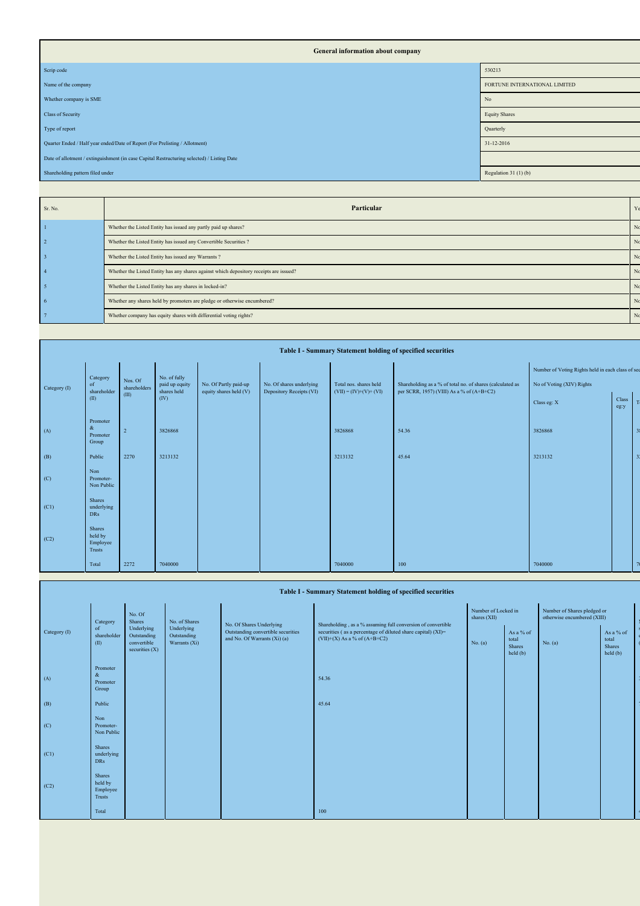| General information about company | |
|---|---|
| Scrip code | 530213 |
| Name of the company | FORTUNE INTERNATIONAL LIMITED |
| Whether company is SME | No |
| Class of Security | Equity Shares |
| Type of report | Quarterly |
| Quarter Ended / Half year ended/Date of Report (For Prelisting / Allotment) | 31-12-2016 |
| Date of allotment / extinguishment (in case Capital Restructuring selected) / Listing Date | |
| Shareholding pattern filed under | Regulation 31 (1) (b) |

| Sr. No. | Particular | Ye |
|---|---|---|
| 1 | Whether the Listed Entity has issued any partly paid up shares? | No |
| 2 | Whether the Listed Entity has issued any Convertible Securities ? | No |
| 3 | Whether the Listed Entity has issued any Warrants ? | No |
| 4 | Whether the Listed Entity has any shares against which depository receipts are issued? | No |
| 5 | Whether the Listed Entity has any shares in locked-in? | No |
| 6 | Whether any shares held by promoters are pledge or otherwise encumbered? | No |
| 7 | Whether company has equity shares with differential voting rights? | No |

**Table I - Summary Statement holding of specified securities**

| Category (I) | Category of shareholder (II) | Nos. Of shareholders (III) | No. of fully paid up equity shares held (IV) | No. Of Partly paid-up equity shares held (V) | No. Of shares underlying Depository Receipts (VI) | Total nos. shares held (VII) = (IV)+(V)+ (VI) | Shareholding as a % of total no. of shares (calculated as per SCRR, 1957) (VIII) As a % of (A+B+C2) | Number of Voting Rights held in each class of sec | | |
|---|---|---|---|---|---|---|---|---|---|---|
| | | | | | | | | No of Voting (XIV) Rights | | |
| | | | | | | | | Class eg: X | Class eg:y | T |
| (A) | Promoter & Promoter Group | 2 | 3826868 | | | 3826868 | 54.36 | 3826868 | | 38 |
| (B) | Public | 2270 | 3213132 | | | 3213132 | 45.64 | 3213132 | | 32 |
| (C) | Non Promoter- Non Public | | | | | | | | | |
| (C1) | Shares underlying DRs | | | | | | | | | |
| (C2) | Shares held by Employee Trusts | | | | | | | | | |
| | Total | 2272 | 7040000 | | | 7040000 | 100 | 7040000 | | 70 |

**Table I - Summary Statement holding of specified securities**

| Category (I) | Category of shareholder (II) | No. Of Shares Underlying Outstanding convertible securities (X) | No. of Shares Underlying Outstanding Warrants (Xi) | No. Of Shares Underlying Outstanding convertible securities and No. Of Warrants (Xi) (a) | Shareholding , as a % assuming full conversion of convertible securities ( as a percentage of diluted share capital) (XI)= (VII)+(X) As a % of (A+B+C2) | Number of Locked in shares (XII) | | Number of Shares pledged or otherwise encumbered (XIII) | | |
|---|---|---|---|---|---|---|---|---|---|---|
| | | | | | | No. (a) | As a % of total Shares held (b) | No. (a) | As a % of total Shares held (b) | |
| (A) | Promoter & Promoter Group | | | | 54.36 | | | | | |
| (B) | Public | | | | 45.64 | | | | | |
| (C) | Non Promoter- Non Public | | | | | | | | | |
| (C1) | Shares underlying DRs | | | | | | | | | |
| (C2) | Shares held by Employee Trusts | | | | | | | | | |
| | Total | | | | 100 | | | | | |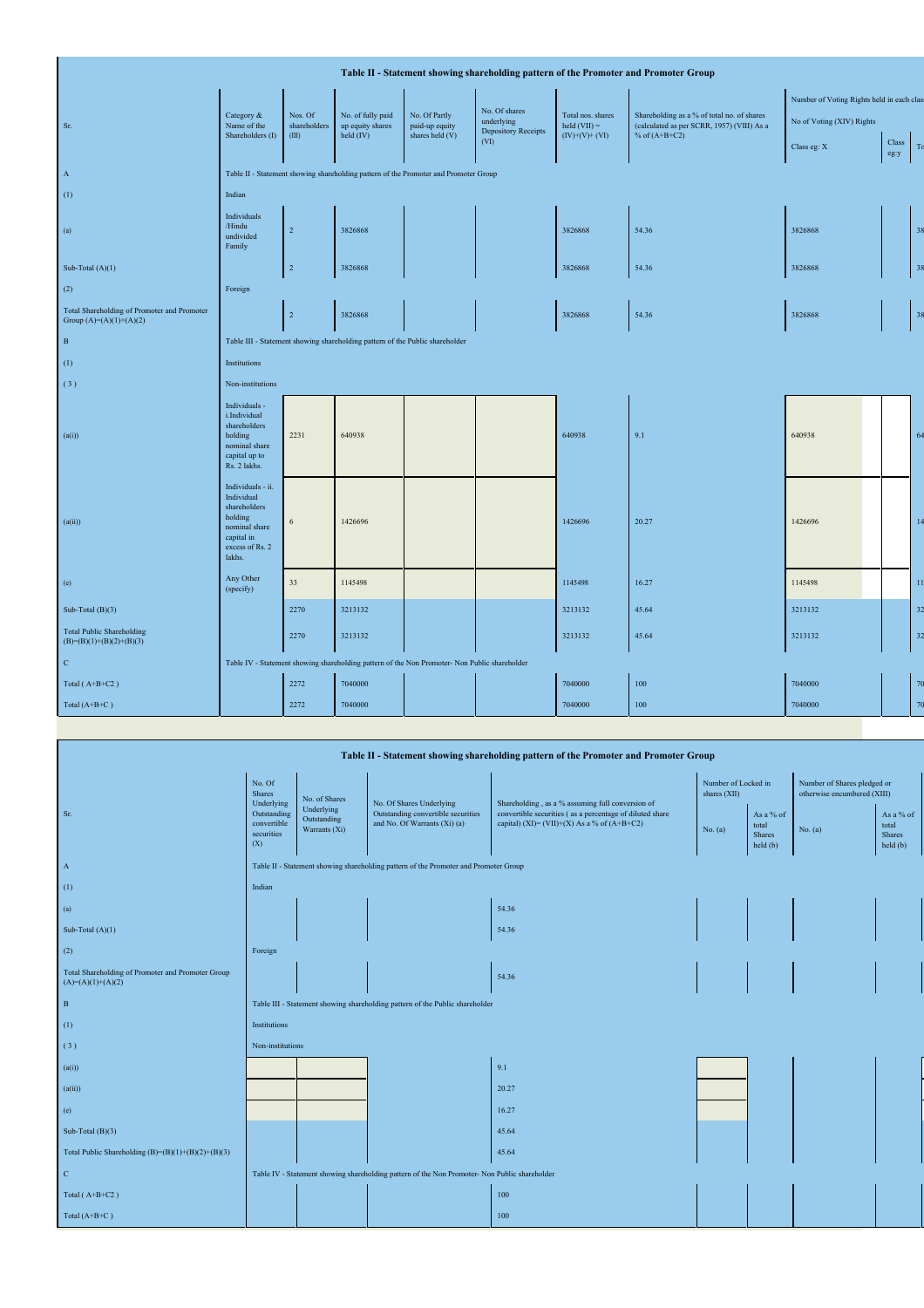# Table II - Statement showing shareholding pattern of the Promoter and Promoter Group

| Sr. | Category & Name of the Shareholders (I) | Nos. Of shareholders (III) | No. of fully paid up equity shares held (IV) | No. Of Partly paid-up equity shares held (V) | No. Of shares underlying Depository Receipts (VI) | Total nos. shares held (VII) = (IV)+(V)+ (VI) | Shareholding as a % of total no. of shares (calculated as per SCRR, 1957) (VIII) As a % of (A+B+C2) | Number of Voting Rights held in each class | | |
|---|---|---|---|---|---|---|---|---|---|---|
| | | | | | | | | No of Voting (XIV) Rights | | |
| | | | | | | | | Class eg: X | Class eg:y | To |
| A | Table II - Statement showing shareholding pattern of the Promoter and Promoter Group | | | | | | | | | |
| (1) | Indian | | | | | | | | | |
| (a) | Individuals /Hindu undivided Family | 2 | 3826868 | | | 3826868 | 54.36 | 3826868 | | 38 |
| Sub-Total (A)(1) | | 2 | 3826868 | | | 3826868 | 54.36 | 3826868 | | 38 |
| (2) | Foreign | | | | | | | | | |
| Total Shareholding of Promoter and Promoter Group (A)=(A)(1)+(A)(2) | | 2 | 3826868 | | | 3826868 | 54.36 | 3826868 | | 38 |
| B | Table III - Statement showing shareholding pattern of the Public shareholder | | | | | | | | | |
| (1) | Institutions | | | | | | | | | |
| (3) | Non-institutions | | | | | | | | | |
| (a(i)) | Individuals - i.Individual shareholders holding nominal share capital up to Rs. 2 lakhs. | 2231 | 640938 | | | 640938 | 9.1 | 640938 | | 64 |
| (a(ii)) | Individuals - ii. Individual shareholders holding nominal share capital in excess of Rs. 2 lakhs. | 6 | 1426696 | | | 1426696 | 20.27 | 1426696 | | 14 |
| (e) | Any Other (specify) | 33 | 1145498 | | | 1145498 | 16.27 | 1145498 | | 11 |
| Sub-Total (B)(3) | | 2270 | 3213132 | | | 3213132 | 45.64 | 3213132 | | 32 |
| Total Public Shareholding (B)=(B)(1)+(B)(2)+(B)(3) | | 2270 | 3213132 | | | 3213132 | 45.64 | 3213132 | | 32 |
| C | Table IV - Statement showing shareholding pattern of the Non Promoter- Non Public shareholder | | | | | | | | | |
| Total ( A+B+C2 ) | | 2272 | 7040000 | | | 7040000 | 100 | 7040000 | | 70 |
| Total (A+B+C ) | | 2272 | 7040000 | | | 7040000 | 100 | 7040000 | | 70 |

# Table II - Statement showing shareholding pattern of the Promoter and Promoter Group

| Sr. | No. Of Shares Underlying Outstanding convertible securities (X) | No. of Shares Underlying Outstanding Warrants (Xi) | No. Of Shares Underlying Outstanding convertible securities and No. Of Warrants (Xi) (a) | Shareholding , as a % assuming full conversion of convertible securities ( as a percentage of diluted share capital) (XI)= (VII)+(X) As a % of (A+B+C2) | Number of Locked in shares (XII) | | Number of Shares pledged or otherwise encumbered (XIII) | |
|---|---|---|---|---|---|---|---|---|
| | | | | | No. (a) | As a % of total Shares held (b) | No. (a) | As a % of total Shares held (b) |
| A | Table II - Statement showing shareholding pattern of the Promoter and Promoter Group | | | | | | | |
| (1) | Indian | | | | | | | |
| (a) | | | | 54.36 | | | | |
| Sub-Total (A)(1) | | | | 54.36 | | | | |
| (2) | Foreign | | | | | | | |
| Total Shareholding of Promoter and Promoter Group (A)=(A)(1)+(A)(2) | | | | 54.36 | | | | |
| B | Table III - Statement showing shareholding pattern of the Public shareholder | | | | | | | |
| (1) | Institutions | | | | | | | |
| (3) | Non-institutions | | | | | | | |
| (a(i)) | | | | 9.1 | | | | |
| (a(ii)) | | | | 20.27 | | | | |
| (e) | | | | 16.27 | | | | |
| Sub-Total (B)(3) | | | | 45.64 | | | | |
| Total Public Shareholding (B)=(B)(1)+(B)(2)+(B)(3) | | | | 45.64 | | | | |
| C | Table IV - Statement showing shareholding pattern of the Non Promoter- Non Public shareholder | | | | | | | |
| Total ( A+B+C2 ) | | | | 100 | | | | |
| Total (A+B+C ) | | | | 100 | | | | |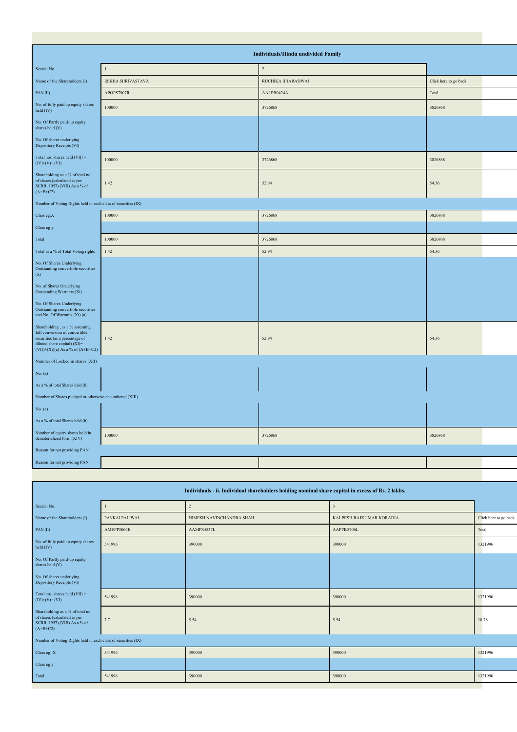| Individuals/Hindu undivided Family | | | |
|---|---|---|---|
| Searial No. | 1 | 2 | |
| Name of the Shareholders (I) | REKHA SHRIVASTAVA | RUCHIKA BHARADWAJ | Click here to go back |
| PAN (II) | APOPS7907R | AALPB0424A | Total |
| No. of fully paid up equity shares held (IV) | 100000 | 3726868 | 3826868 |
| No. Of Partly paid-up equity shares held (V) | | | |
| No. Of shares underlying Depository Receipts (VI) | | | |
| Total nos. shares held (VII) = (IV)+(V)+ (VI) | 100000 | 3726868 | 3826868 |
| Shareholding as a % of total no. of shares (calculated as per SCRR, 1957) (VIII) As a % of (A+B+C2) | 1.42 | 52.94 | 54.36 |
| Number of Voting Rights held in each class of securities (IX) | | | |
| Class eg:X | 100000 | 3726868 | 3826868 |
| Class eg:y | | | |
| Total | 100000 | 3726868 | 3826868 |
| Total as a % of Total Voting rights | 1.42 | 52.94 | 54.36 |
| No. Of Shares Underlying Outstanding convertible securities (X) | | | |
| No. of Shares Underlying Outstanding Warrants (Xi) | | | |
| No. Of Shares Underlying Outstanding convertible securities and No. Of Warrants (Xi) (a) | | | |
| Shareholding , as a % assuming full conversion of convertible securities (as a percentage of diluted share capital) (XI)= (VII)+(Xi)(a) As a % of (A+B+C2) | 1.42 | 52.94 | 54.36 |
| Number of Locked in shares (XII) | | | |
| No. (a) | | | |
| As a % of total Shares held (b) | | | |
| Number of Shares pledged or otherwise encumbered (XIII) | | | |
| No. (a) | | | |
| As a % of total Shares held (b) | | | |
| Number of equity shares held in dematerialized form (XIV) | 100000 | 3726868 | 3826868 |
| Reason for not providing PAN | | | |
| Reason for not providing PAN | | | |

| Individuals - ii. Individual shareholders holding nominal share capital in excess of Rs. 2 lakhs. | | | | |
|---|---|---|---|---|
| Searial No. | 1 | 2 | 3 | |
| Name of the Shareholders (I) | PANKAJ PALIWAL | NIMESH NAVINCHANDRA SHAH | KALPESH RAJKUMAR KORADIA | Click here to go back |
| PAN (II) | AMEPP5064B | AAMPS4537L | AAPPK5706L | Total |
| No. of fully paid up equity shares held (IV) | 541996 | 390000 | 390000 | 1321996 |
| No. Of Partly paid-up equity shares held (V) | | | | |
| No. Of shares underlying Depository Receipts (VI) | | | | |
| Total nos. shares held (VII) = (IV)+(V)+ (VI) | 541996 | 390000 | 390000 | 1321996 |
| Shareholding as a % of total no. of shares (calculated as per SCRR, 1957) (VIII) As a % of (A+B+C2) | 7.7 | 5.54 | 5.54 | 18.78 |
| Number of Voting Rights held in each class of securities (IX) | | | | |
| Class eg: X | 541996 | 390000 | 390000 | 1321996 |
| Class eg:y | | | | |
| Total | 541996 | 390000 | 390000 | 1321996 |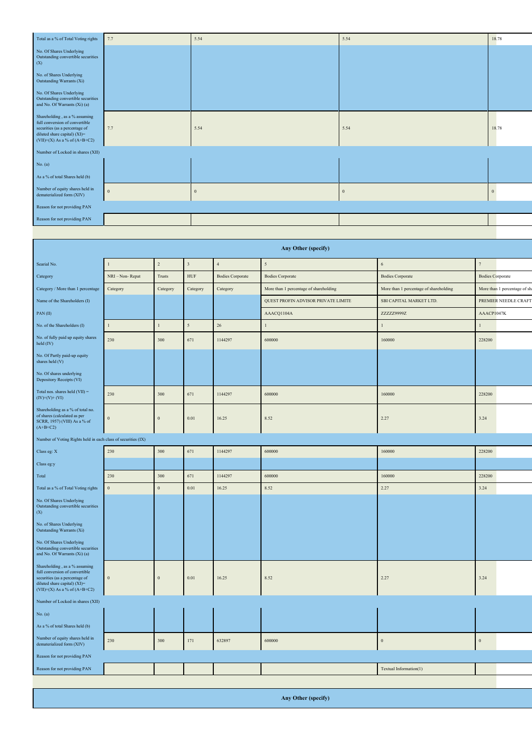| Total as a % of Total Voting rights | 7.7 | 5.54 | 5.54 | 18.78 |
|---|---|---|---|---|
| No. Of Shares Underlying Outstanding convertible securities (X) | | | | |
| No. of Shares Underlying Outstanding Warrants (Xi) | | | | |
| No. Of Shares Underlying Outstanding convertible securities and No. Of Warrants (Xi) (a) | | | | |
| Shareholding , as a % assuming full conversion of convertible securities (as a percentage of diluted share capital) (XI)= (VII)+(X) As a % of (A+B+C2) | 7.7 | 5.54 | 5.54 | 18.78 |
| Number of Locked in shares (XII) | | | | |
| No. (a) | | | | |
| As a % of total Shares held (b) | | | | |
| Number of equity shares held in dematerialized form (XIV) | 0 | 0 | 0 | 0 |
| Reason for not providing PAN | | | | |
| Reason for not providing PAN | | | | |

| Any Other (specify) | | | | | | | |
|---|---|---|---|---|---|---|---|
| Searial No. | 1 | 2 | 3 | 4 | 5 | 6 | 7 |
| Category | NRI – Non- Repat | Trusts | HUF | Bodies Corporate | Bodies Corporate | Bodies Corporate | Bodies Corporate |
| Category / More than 1 percentage | Category | Category | Category | Category | More than 1 percentage of shareholding | More than 1 percentage of shareholding | More than 1 percentage of sha |
| Name of the Shareholders (I) | | | | | QUEST PROFIN ADVISOR PRIVATE LIMITE | SBI CAPITAL MARKET LTD. | PREMIER NEEDLE CRAFT |
| PAN (II) | | | | | AAACQ1104A | ZZZZZ9999Z | AAACP1047K |
| No. of the Shareholders (I) | 1 | 1 | 5 | 26 | 1 | 1 | 1 |
| No. of fully paid up equity shares held (IV) | 230 | 300 | 671 | 1144297 | 600000 | 160000 | 228200 |
| No. Of Partly paid-up equity shares held (V) | | | | | | | |
| No. Of shares underlying Depository Receipts (VI) | | | | | | | |
| Total nos. shares held (VII) = (IV)+(V)+ (VI) | 230 | 300 | 671 | 1144297 | 600000 | 160000 | 228200 |
| Shareholding as a % of total no. of shares (calculated as per SCRR, 1957) (VIII) As a % of (A+B+C2) | 0 | 0 | 0.01 | 16.25 | 8.52 | 2.27 | 3.24 |
| Number of Voting Rights held in each class of securities (IX) | | | | | | | |
| Class eg: X | 230 | 300 | 671 | 1144297 | 600000 | 160000 | 228200 |
| Class eg:y | | | | | | | |
| Total | 230 | 300 | 671 | 1144297 | 600000 | 160000 | 228200 |
| Total as a % of Total Voting rights | 0 | 0 | 0.01 | 16.25 | 8.52 | 2.27 | 3.24 |
| No. Of Shares Underlying Outstanding convertible securities (X) | | | | | | | |
| No. of Shares Underlying Outstanding Warrants (Xi) | | | | | | | |
| No. Of Shares Underlying Outstanding convertible securities and No. Of Warrants (Xi) (a) | | | | | | | |
| Shareholding , as a % assuming full conversion of convertible securities (as a percentage of diluted share capital) (XI)= (VII)+(X) As a % of (A+B+C2) | 0 | 0 | 0.01 | 16.25 | 8.52 | 2.27 | 3.24 |
| Number of Locked in shares (XII) | | | | | | | |
| No. (a) | | | | | | | |
| As a % of total Shares held (b) | | | | | | | |
| Number of equity shares held in dematerialized form (XIV) | 230 | 300 | 171 | 632897 | 600000 | 0 | 0 |
| Reason for not providing PAN | | | | | | | |
| Reason for not providing PAN | | | | | | Textual Information(1) | |

| Any Other (specify) |
|---|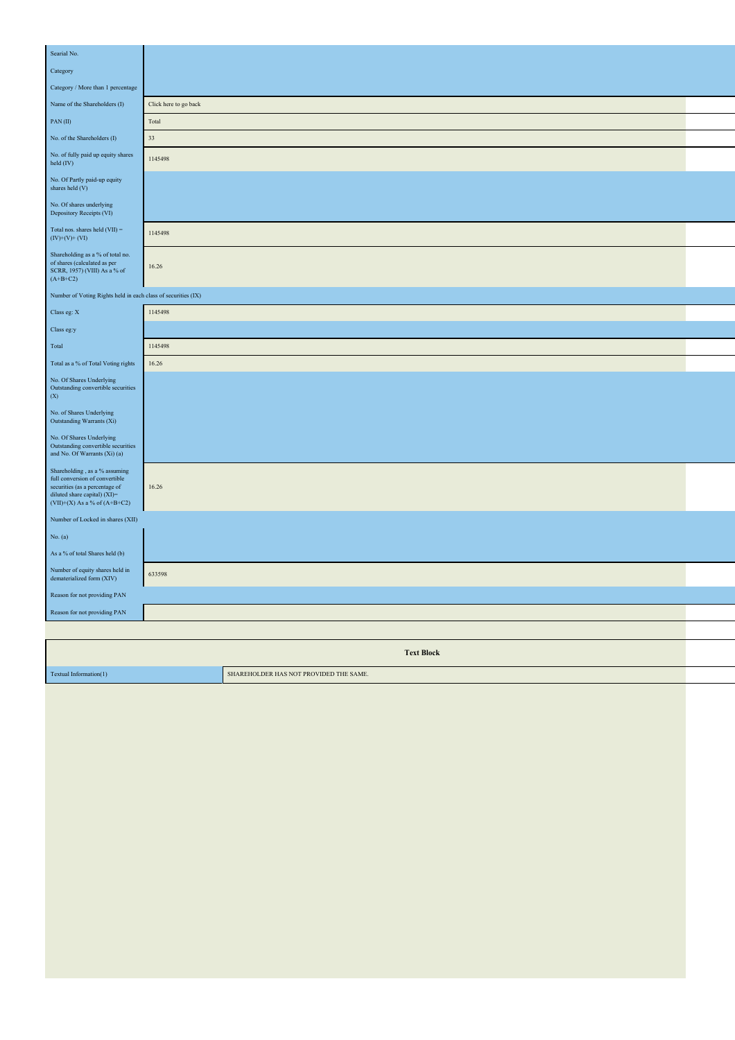| | |
|---|---|
| Searial No. | |
| Category | |
| Category / More than 1 percentage | |
| Name of the Shareholders (I) | Click here to go back |
| PAN (II) | Total |
| No. of the Shareholders (I) | 33 |
| No. of fully paid up equity shares held (IV) | 1145498 |
| No. Of Partly paid-up equity shares held (V) | |
| No. Of shares underlying Depository Receipts (VI) | |
| Total nos. shares held (VII) = (IV)+(V)+ (VI) | 1145498 |
| Shareholding as a % of total no. of shares (calculated as per SCRR, 1957) (VIII) As a % of (A+B+C2) | 16.26 |
| Number of Voting Rights held in each class of securities (IX) | |
| Class eg: X | 1145498 |
| Class eg:y | |
| Total | 1145498 |
| Total as a % of Total Voting rights | 16.26 |
| No. Of Shares Underlying Outstanding convertible securities (X) | |
| No. of Shares Underlying Outstanding Warrants (Xi) | |
| No. Of Shares Underlying Outstanding convertible securities and No. Of Warrants (Xi) (a) | |
| Shareholding , as a % assuming full conversion of convertible securities (as a percentage of diluted share capital) (XI)= (VII)+(X) As a % of (A+B+C2) | 16.26 |
| Number of Locked in shares (XII) | |
| No. (a) | |
| As a % of total Shares held (b) | |
| Number of equity shares held in dematerialized form (XIV) | 633598 |
| Reason for not providing PAN | |
| Reason for not providing PAN | |

| Text Block | |
|---|---|
| Textual Information(1) | SHAREHOLDER HAS NOT PROVIDED THE SAME. |